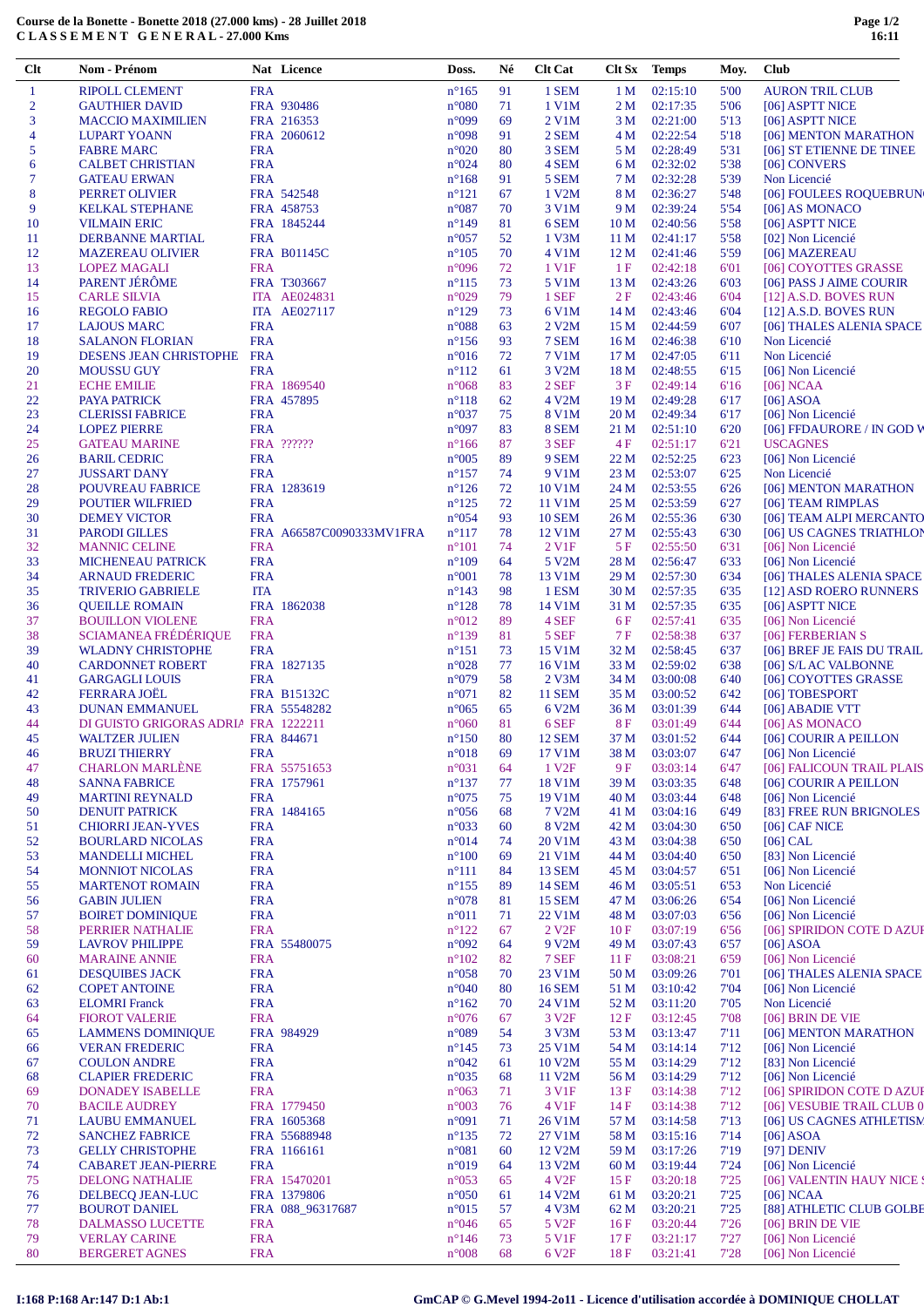**Course de la Bonette - Bonette 2018 (27.000 kms) - 28 Juillet 2018**
**CLASSEMENT GENERAL - 27.000 Kms**

16:11

| Clt | Nom - Prénom | Nat | Licence | Doss. | Né | Clt Cat | Clt Sx | Temps | Moy. | Club |
|---|---|---|---|---|---|---|---|---|---|---|
| 1 | RIPOLL CLEMENT | FRA | | n°165 | 91 | 1 SEM | 1 M | 02:15:10 | 5'00 | AURON TRIL CLUB |
| 2 | GAUTHIER DAVID | FRA | 930486 | n°080 | 71 | 1 V1M | 2 M | 02:17:35 | 5'06 | [06] ASPTT NICE |
| 3 | MACCIO MAXIMILIEN | FRA | 216353 | n°099 | 69 | 2 V1M | 3 M | 02:21:00 | 5'13 | [06] ASPTT NICE |
| 4 | LUPART YOANN | FRA | 2060612 | n°098 | 91 | 2 SEM | 4 M | 02:22:54 | 5'18 | [06] MENTON MARATHON |
| 5 | FABRE MARC | FRA | | n°020 | 80 | 3 SEM | 5 M | 02:28:49 | 5'31 | [06] ST ETIENNE DE TINEE |
| 6 | CALBET CHRISTIAN | FRA | | n°024 | 80 | 4 SEM | 6 M | 02:32:02 | 5'38 | [06] CONVERS |
| 7 | GATEAU ERWAN | FRA | | n°168 | 91 | 5 SEM | 7 M | 02:32:28 | 5'39 | Non Licencié |
| 8 | PERRET OLIVIER | FRA | 542548 | n°121 | 67 | 1 V2M | 8 M | 02:36:27 | 5'48 | [06] FOULEES ROQUEBRUN |
| 9 | KELKAL STEPHANE | FRA | 458753 | n°087 | 70 | 3 V1M | 9 M | 02:39:24 | 5'54 | [06] AS MONACO |
| 10 | VILMAIN ERIC | FRA | 1845244 | n°149 | 81 | 6 SEM | 10 M | 02:40:56 | 5'58 | [06] ASPTT NICE |
| 11 | DERBANNE MARTIAL | FRA | | n°057 | 52 | 1 V3M | 11 M | 02:41:17 | 5'58 | [02] Non Licencié |
| 12 | MAZEREAU OLIVIER | FRA | B01145C | n°105 | 70 | 4 V1M | 12 M | 02:41:46 | 5'59 | [06] MAZEREAU |
| 13 | LOPEZ MAGALI | FRA | | n°096 | 72 | 1 V1F | 1 F | 02:42:18 | 6'01 | [06] COYOTTES GRASSE |
| 14 | PARENT JÉRÔME | FRA | T303667 | n°115 | 73 | 5 V1M | 13 M | 02:43:26 | 6'03 | [06] PASS J AIME COURIR |
| 15 | CARLE SILVIA | ITA | AE024831 | n°029 | 79 | 1 SEF | 2 F | 02:43:46 | 6'04 | [12] A.S.D. BOVES RUN |
| 16 | REGOLO FABIO | ITA | AE027117 | n°129 | 73 | 6 V1M | 14 M | 02:43:46 | 6'04 | [12] A.S.D. BOVES RUN |
| 17 | LAJOUS MARC | FRA | | n°088 | 63 | 2 V2M | 15 M | 02:44:59 | 6'07 | [06] THALES ALENIA SPACE |
| 18 | SALANON FLORIAN | FRA | | n°156 | 93 | 7 SEM | 16 M | 02:46:38 | 6'10 | Non Licencié |
| 19 | DESENS JEAN CHRISTOPHE | FRA | | n°016 | 72 | 7 V1M | 17 M | 02:47:05 | 6'11 | Non Licencié |
| 20 | MOUSSU GUY | FRA | | n°112 | 61 | 3 V2M | 18 M | 02:48:55 | 6'15 | [06] Non Licencié |
| 21 | ECHE EMILIE | FRA | 1869540 | n°068 | 83 | 2 SEF | 3 F | 02:49:14 | 6'16 | [06] NCAA |
| 22 | PAYA PATRICK | FRA | 457895 | n°118 | 62 | 4 V2M | 19 M | 02:49:28 | 6'17 | [06] ASOA |
| 23 | CLERISSI FABRICE | FRA | | n°037 | 75 | 8 V1M | 20 M | 02:49:34 | 6'17 | [06] Non Licencié |
| 24 | LOPEZ PIERRE | FRA | | n°097 | 83 | 8 SEM | 21 M | 02:51:10 | 6'20 | [06] FFDAURORE / IN GOD W |
| 25 | GATEAU MARINE | FRA | ?????? | n°166 | 87 | 3 SEF | 4 F | 02:51:17 | 6'21 | USCAGNES |
| 26 | BARIL CEDRIC | FRA | | n°005 | 89 | 9 SEM | 22 M | 02:52:25 | 6'23 | [06] Non Licencié |
| 27 | JUSSART DANY | FRA | | n°157 | 74 | 9 V1M | 23 M | 02:53:07 | 6'25 | Non Licencié |
| 28 | POUVREAU FABRICE | FRA | 1283619 | n°126 | 72 | 10 V1M | 24 M | 02:53:55 | 6'26 | [06] MENTON MARATHON |
| 29 | POUTIER WILFRIED | FRA | | n°125 | 72 | 11 V1M | 25 M | 02:53:59 | 6'27 | [06] TEAM RIMPLAS |
| 30 | DEMEY VICTOR | FRA | | n°054 | 93 | 10 SEM | 26 M | 02:55:36 | 6'30 | [06] TEAM ALPI MERCANTO |
| 31 | PARODI GILLES | FRA | A66587C0090333MV1FRA | n°117 | 78 | 12 V1M | 27 M | 02:55:43 | 6'30 | [06] US CAGNES TRIATHLON |
| 32 | MANNIC CELINE | FRA | | n°101 | 74 | 2 V1F | 5 F | 02:55:50 | 6'31 | [06] Non Licencié |
| 33 | MICHENEAU PATRICK | FRA | | n°109 | 64 | 5 V2M | 28 M | 02:56:47 | 6'33 | [06] Non Licencié |
| 34 | ARNAUD FREDERIC | FRA | | n°001 | 78 | 13 V1M | 29 M | 02:57:30 | 6'34 | [06] THALES ALENIA SPACE |
| 35 | TRIVERIO GABRIELE | ITA | | n°143 | 98 | 1 ESM | 30 M | 02:57:35 | 6'35 | [12] ASD ROERO RUNNERS |
| 36 | QUEILLE ROMAIN | FRA | 1862038 | n°128 | 78 | 14 V1M | 31 M | 02:57:35 | 6'35 | [06] ASPTT NICE |
| 37 | BOUILLON VIOLENE | FRA | | n°012 | 89 | 4 SEF | 6 F | 02:57:41 | 6'35 | [06] Non Licencié |
| 38 | SCIAMANEA FRÉDÉRIQUE | FRA | | n°139 | 81 | 5 SEF | 7 F | 02:58:38 | 6'37 | [06] FERBERIAN S |
| 39 | WLADNY CHRISTOPHE | FRA | | n°151 | 73 | 15 V1M | 32 M | 02:58:45 | 6'37 | [06] BREF JE FAIS DU TRAIL |
| 40 | CARDONNET ROBERT | FRA | 1827135 | n°028 | 77 | 16 V1M | 33 M | 02:59:02 | 6'38 | [06] S/L AC VALBONNE |
| 41 | GARGAGLI LOUIS | FRA | | n°079 | 58 | 2 V3M | 34 M | 03:00:08 | 6'40 | [06] COYOTTES GRASSE |
| 42 | FERRARA JOËL | FRA | B15132C | n°071 | 82 | 11 SEM | 35 M | 03:00:52 | 6'42 | [06] TOBESPORT |
| 43 | DUNAN EMMANUEL | FRA | 55548282 | n°065 | 65 | 6 V2M | 36 M | 03:01:39 | 6'44 | [06] ABADIE VTT |
| 44 | DI GUISTO GRIGORAS ADRIA | FRA | 1222211 | n°060 | 81 | 6 SEF | 8 F | 03:01:49 | 6'44 | [06] AS MONACO |
| 45 | WALTZER JULIEN | FRA | 844671 | n°150 | 80 | 12 SEM | 37 M | 03:01:52 | 6'44 | [06] COURIR A PEILLON |
| 46 | BRUZI THIERRY | FRA | | n°018 | 69 | 17 V1M | 38 M | 03:03:07 | 6'47 | [06] Non Licencié |
| 47 | CHARLON MARLÈNE | FRA | 55751653 | n°031 | 64 | 1 V2F | 9 F | 03:03:14 | 6'47 | [06] FALICOUN TRAIL PLAIS |
| 48 | SANNA FABRICE | FRA | 1757961 | n°137 | 77 | 18 V1M | 39 M | 03:03:35 | 6'48 | [06] COURIR A PEILLON |
| 49 | MARTINI REYNALD | FRA | | n°075 | 75 | 19 V1M | 40 M | 03:03:44 | 6'48 | [06] Non Licencié |
| 50 | DENUIT PATRICK | FRA | 1484165 | n°056 | 68 | 7 V2M | 41 M | 03:04:16 | 6'49 | [83] FREE RUN BRIGNOLES |
| 51 | CHIORRI JEAN-YVES | FRA | | n°033 | 60 | 8 V2M | 42 M | 03:04:30 | 6'50 | [06] CAF NICE |
| 52 | BOURLARD NICOLAS | FRA | | n°014 | 74 | 20 V1M | 43 M | 03:04:38 | 6'50 | [06] CAL |
| 53 | MANDELLI MICHEL | FRA | | n°100 | 69 | 21 V1M | 44 M | 03:04:40 | 6'50 | [83] Non Licencié |
| 54 | MONNIOT NICOLAS | FRA | | n°111 | 84 | 13 SEM | 45 M | 03:04:57 | 6'51 | [06] Non Licencié |
| 55 | MARTENOT ROMAIN | FRA | | n°155 | 89 | 14 SEM | 46 M | 03:05:51 | 6'53 | Non Licencié |
| 56 | GABIN JULIEN | FRA | | n°078 | 81 | 15 SEM | 47 M | 03:06:26 | 6'54 | [06] Non Licencié |
| 57 | BOIRET DOMINIQUE | FRA | | n°011 | 71 | 22 V1M | 48 M | 03:07:03 | 6'56 | [06] Non Licencié |
| 58 | PERRIER NATHALIE | FRA | | n°122 | 67 | 2 V2F | 10 F | 03:07:19 | 6'56 | [06] SPIRIDON COTE D AZUR |
| 59 | LAVROV PHILIPPE | FRA | 55480075 | n°092 | 64 | 9 V2M | 49 M | 03:07:43 | 6'57 | [06] ASOA |
| 60 | MARAINE ANNIE | FRA | | n°102 | 82 | 7 SEF | 11 F | 03:08:21 | 6'59 | [06] Non Licencié |
| 61 | DESQUIBES JACK | FRA | | n°058 | 70 | 23 V1M | 50 M | 03:09:26 | 7'01 | [06] THALES ALENIA SPACE |
| 62 | COPET ANTOINE | FRA | | n°040 | 80 | 16 SEM | 51 M | 03:10:42 | 7'04 | [06] Non Licencié |
| 63 | ELOMRI Franck | FRA | | n°162 | 70 | 24 V1M | 52 M | 03:11:20 | 7'05 | Non Licencié |
| 64 | FIOROT VALERIE | FRA | | n°076 | 67 | 3 V2F | 12 F | 03:12:45 | 7'08 | [06] BRIN DE VIE |
| 65 | LAMMENS DOMINIQUE | FRA | 984929 | n°089 | 54 | 3 V3M | 53 M | 03:13:47 | 7'11 | [06] MENTON MARATHON |
| 66 | VERAN FREDERIC | FRA | | n°145 | 73 | 25 V1M | 54 M | 03:14:14 | 7'12 | [06] Non Licencié |
| 67 | COULON ANDRE | FRA | | n°042 | 61 | 10 V2M | 55 M | 03:14:29 | 7'12 | [83] Non Licencié |
| 68 | CLAPIER FREDERIC | FRA | | n°035 | 68 | 11 V2M | 56 M | 03:14:29 | 7'12 | [06] Non Licencié |
| 69 | DONADEY ISABELLE | FRA | | n°063 | 71 | 3 V1F | 13 F | 03:14:38 | 7'12 | [06] SPIRIDON COTE D AZUR |
| 70 | BACILE AUDREY | FRA | 1779450 | n°003 | 76 | 4 V1F | 14 F | 03:14:38 | 7'12 | [06] VESUBIE TRAIL CLUB 0 |
| 71 | LAUBU EMMANUEL | FRA | 1605368 | n°091 | 71 | 26 V1M | 57 M | 03:14:58 | 7'13 | [06] US CAGNES ATHLETISM |
| 72 | SANCHEZ FABRICE | FRA | 55688948 | n°135 | 72 | 27 V1M | 58 M | 03:15:16 | 7'14 | [06] ASOA |
| 73 | GELLY CHRISTOPHE | FRA | 1166161 | n°081 | 60 | 12 V2M | 59 M | 03:17:26 | 7'19 | [97] DENIV |
| 74 | CABARET JEAN-PIERRE | FRA | | n°019 | 64 | 13 V2M | 60 M | 03:19:44 | 7'24 | [06] Non Licencié |
| 75 | DELONG NATHALIE | FRA | 15470201 | n°053 | 65 | 4 V2F | 15 F | 03:20:18 | 7'25 | [06] VALENTIN HAUY NICE |
| 76 | DELBECQ JEAN-LUC | FRA | 1379806 | n°050 | 61 | 14 V2M | 61 M | 03:20:21 | 7'25 | [06] NCAA |
| 77 | BOUROT DANIEL | FRA | 088_96317687 | n°015 | 57 | 4 V3M | 62 M | 03:20:21 | 7'25 | [88] ATHLETIC CLUB GOLBE |
| 78 | DALMASSO LUCETTE | FRA | | n°046 | 65 | 5 V2F | 16 F | 03:20:44 | 7'26 | [06] BRIN DE VIE |
| 79 | VERLAY CARINE | FRA | | n°146 | 73 | 5 V1F | 17 F | 03:21:17 | 7'27 | [06] Non Licencié |
| 80 | BERGERET AGNES | FRA | | n°008 | 68 | 6 V2F | 18 F | 03:21:41 | 7'28 | [06] Non Licencié |

I:168 P:168 Ar:147 D:1 Ab:1

GmCAP © G.Mevel 1994-2o11 - Licence d'utilisation accordée à DOMINIQUE CHOLLAT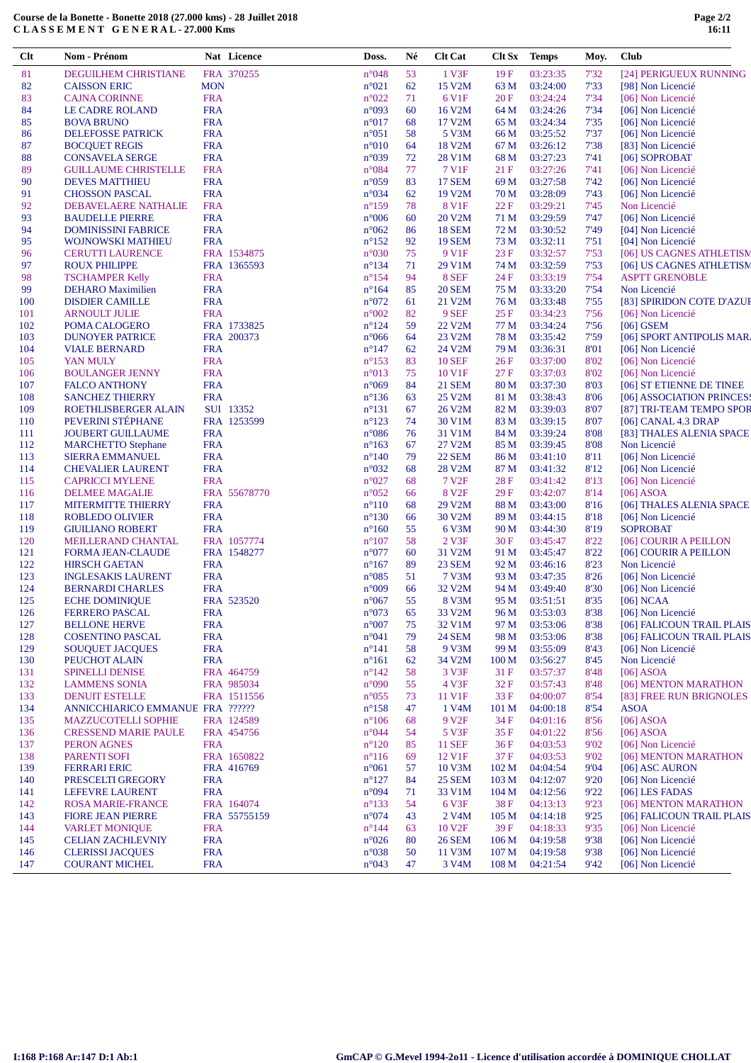Course de la Bonette - Bonette 2018 (27.000 kms) - 28 Juillet 2018
**C L A S S E M E N T G E N E R A L - 27.000 Kms**

| Clt | Nom - Prénom | Nat | Licence | Doss. | Né | Clt Cat | Clt Sx | Temps | Moy. | Club |
|---|---|---|---|---|---|---|---|---|---|---|
| 81 | DEGUILHEM CHRISTIANE | FRA | 370255 | n°048 | 53 | 1 V3F | 19 F | 03:23:35 | 7'32 | [24] PERIGUEUX RUNNING |
| 82 | CAISSON ERIC | MON | | n°021 | 62 | 15 V2M | 63 M | 03:24:00 | 7'33 | [98] Non Licencié |
| 83 | CAJNA CORINNE | FRA | | n°022 | 71 | 6 V1F | 20 F | 03:24:24 | 7'34 | [06] Non Licencié |
| 84 | LE CADRE ROLAND | FRA | | n°093 | 60 | 16 V2M | 64 M | 03:24:26 | 7'34 | [06] Non Licencié |
| 85 | BOVA BRUNO | FRA | | n°017 | 68 | 17 V2M | 65 M | 03:24:34 | 7'35 | [06] Non Licencié |
| 86 | DELEFOSSE PATRICK | FRA | | n°051 | 58 | 5 V3M | 66 M | 03:25:52 | 7'37 | [06] Non Licencié |
| 87 | BOCQUET REGIS | FRA | | n°010 | 64 | 18 V2M | 67 M | 03:26:12 | 7'38 | [83] Non Licencié |
| 88 | CONSAVELA SERGE | FRA | | n°039 | 72 | 28 V1M | 68 M | 03:27:23 | 7'41 | [06] SOPROBAT |
| 89 | GUILLAUME CHRISTELLE | FRA | | n°084 | 77 | 7 V1F | 21 F | 03:27:26 | 7'41 | [06] Non Licencié |
| 90 | DEVES MATTHIEU | FRA | | n°059 | 83 | 17 SEM | 69 M | 03:27:58 | 7'42 | [06] Non Licencié |
| 91 | CHOSSON PASCAL | FRA | | n°034 | 62 | 19 V2M | 70 M | 03:28:09 | 7'43 | [06] Non Licencié |
| 92 | DEBAVELAERE NATHALIE | FRA | | n°159 | 78 | 8 V1F | 22 F | 03:29:21 | 7'45 | Non Licencié |
| 93 | BAUDELLE PIERRE | FRA | | n°006 | 60 | 20 V2M | 71 M | 03:29:59 | 7'47 | [06] Non Licencié |
| 94 | DOMINISSINI FABRICE | FRA | | n°062 | 86 | 18 SEM | 72 M | 03:30:52 | 7'49 | [04] Non Licencié |
| 95 | WOJNOWSKI MATHIEU | FRA | | n°152 | 92 | 19 SEM | 73 M | 03:32:11 | 7'51 | [04] Non Licencié |
| 96 | CERUTTI LAURENCE | FRA | 1534875 | n°030 | 75 | 9 V1F | 23 F | 03:32:57 | 7'53 | [06] US CAGNES ATHLETISM |
| 97 | ROUX PHILIPPE | FRA | 1365593 | n°134 | 71 | 29 V1M | 74 M | 03:32:59 | 7'53 | [06] US CAGNES ATHLETISM |
| 98 | TSCHAMPER Kelly | FRA | | n°154 | 94 | 8 SEF | 24 F | 03:33:19 | 7'54 | ASPTT GRENOBLE |
| 99 | DEHARO Maximilien | FRA | | n°164 | 85 | 20 SEM | 75 M | 03:33:20 | 7'54 | Non Licencié |
| 100 | DISDIER CAMILLE | FRA | | n°072 | 61 | 21 V2M | 76 M | 03:33:48 | 7'55 | [83] SPIRIDON COTE D'AZUR |
| 101 | ARNOULT JULIE | FRA | | n°002 | 82 | 9 SEF | 25 F | 03:34:23 | 7'56 | [06] Non Licencié |
| 102 | POMA CALOGERO | FRA | 1733825 | n°124 | 59 | 22 V2M | 77 M | 03:34:24 | 7'56 | [06] GSEM |
| 103 | DUNOYER PATRICE | FRA | 200373 | n°066 | 64 | 23 V2M | 78 M | 03:35:42 | 7'59 | [06] SPORT ANTIPOLIS MAR. |
| 104 | VIALE BERNARD | FRA | | n°147 | 62 | 24 V2M | 79 M | 03:36:31 | 8'01 | [06] Non Licencié |
| 105 | YAN MULY | FRA | | n°153 | 83 | 10 SEF | 26 F | 03:37:00 | 8'02 | [06] Non Licencié |
| 106 | BOULANGER JENNY | FRA | | n°013 | 75 | 10 V1F | 27 F | 03:37:03 | 8'02 | [06] Non Licencié |
| 107 | FALCO ANTHONY | FRA | | n°069 | 84 | 21 SEM | 80 M | 03:37:30 | 8'03 | [06] ST ETIENNE DE TINEE |
| 108 | SANCHEZ THIERRY | FRA | | n°136 | 63 | 25 V2M | 81 M | 03:38:43 | 8'06 | [06] ASSOCIATION PRINCESS |
| 109 | ROETHLISBERGER ALAIN | SUI | 13352 | n°131 | 67 | 26 V2M | 82 M | 03:39:03 | 8'07 | [87] TRI-TEAM TEMPO SPOR |
| 110 | PEVERINI STÉPHANE | FRA | 1253599 | n°123 | 74 | 30 V1M | 83 M | 03:39:15 | 8'07 | [06] CANAL 4.3 DRAP |
| 111 | JOUBERT GUILLAUME | FRA | | n°086 | 76 | 31 V1M | 84 M | 03:39:24 | 8'08 | [83] THALES ALENIA SPACE |
| 112 | MARCHETTO Stephane | FRA | | n°163 | 67 | 27 V2M | 85 M | 03:39:45 | 8'08 | Non Licencié |
| 113 | SIERRA EMMANUEL | FRA | | n°140 | 79 | 22 SEM | 86 M | 03:41:10 | 8'11 | [06] Non Licencié |
| 114 | CHEVALIER LAURENT | FRA | | n°032 | 68 | 28 V2M | 87 M | 03:41:32 | 8'12 | [06] Non Licencié |
| 115 | CAPRICCI MYLENE | FRA | | n°027 | 68 | 7 V2F | 28 F | 03:41:42 | 8'13 | [06] Non Licencié |
| 116 | DELMEE MAGALIE | FRA | 55678770 | n°052 | 66 | 8 V2F | 29 F | 03:42:07 | 8'14 | [06] ASOA |
| 117 | MITERMITTE THIERRY | FRA | | n°110 | 68 | 29 V2M | 88 M | 03:43:00 | 8'16 | [06] THALES ALENIA SPACE |
| 118 | ROBLEDO OLIVIER | FRA | | n°130 | 66 | 30 V2M | 89 M | 03:44:15 | 8'18 | [06] Non Licencié |
| 119 | GIUILIANO ROBERT | FRA | | n°160 | 55 | 6 V3M | 90 M | 03:44:30 | 8'19 | SOPROBAT |
| 120 | MEILLERAND CHANTAL | FRA | 1057774 | n°107 | 58 | 2 V3F | 30 F | 03:45:47 | 8'22 | [06] COURIR A PEILLON |
| 121 | FORMA JEAN-CLAUDE | FRA | 1548277 | n°077 | 60 | 31 V2M | 91 M | 03:45:47 | 8'22 | [06] COURIR A PEILLON |
| 122 | HIRSCH GAETAN | FRA | | n°167 | 89 | 23 SEM | 92 M | 03:46:16 | 8'23 | Non Licencié |
| 123 | INGLESAKIS LAURENT | FRA | | n°085 | 51 | 7 V3M | 93 M | 03:47:35 | 8'26 | [06] Non Licencié |
| 124 | BERNARDI CHARLES | FRA | | n°009 | 66 | 32 V2M | 94 M | 03:49:40 | 8'30 | [06] Non Licencié |
| 125 | ECHE DOMINIQUE | FRA | 523520 | n°067 | 55 | 8 V3M | 95 M | 03:51:51 | 8'35 | [06] NCAA |
| 126 | FERRERO PASCAL | FRA | | n°073 | 65 | 33 V2M | 96 M | 03:53:03 | 8'38 | [06] Non Licencié |
| 127 | BELLONE HERVE | FRA | | n°007 | 75 | 32 V1M | 97 M | 03:53:06 | 8'38 | [06] FALICOUN TRAIL PLAIS |
| 128 | COSENTINO PASCAL | FRA | | n°041 | 79 | 24 SEM | 98 M | 03:53:06 | 8'38 | [06] FALICOUN TRAIL PLAIS |
| 129 | SOUQUET JACQUES | FRA | | n°141 | 58 | 9 V3M | 99 M | 03:55:09 | 8'43 | [06] Non Licencié |
| 130 | PEUCHOT ALAIN | FRA | | n°161 | 62 | 34 V2M | 100 M | 03:56:27 | 8'45 | Non Licencié |
| 131 | SPINELLI DENISE | FRA | 464759 | n°142 | 58 | 3 V3F | 31 F | 03:57:37 | 8'48 | [06] ASOA |
| 132 | LAMMENS SONIA | FRA | 985034 | n°090 | 55 | 4 V3F | 32 F | 03:57:43 | 8'48 | [06] MENTON MARATHON |
| 133 | DENUIT ESTELLE | FRA | 1511556 | n°055 | 73 | 11 V1F | 33 F | 04:00:07 | 8'54 | [83] FREE RUN BRIGNOLES |
| 134 | ANNICCHIARICO EMMANUE | FRA | ?????? | n°158 | 47 | 1 V4M | 101 M | 04:00:18 | 8'54 | ASOA |
| 135 | MAZZUCOTELLI SOPHIE | FRA | 124589 | n°106 | 68 | 9 V2F | 34 F | 04:01:16 | 8'56 | [06] ASOA |
| 136 | CRESSEND MARIE PAULE | FRA | 454756 | n°044 | 54 | 5 V3F | 35 F | 04:01:22 | 8'56 | [06] ASOA |
| 137 | PERON AGNES | FRA | | n°120 | 85 | 11 SEF | 36 F | 04:03:53 | 9'02 | [06] Non Licencié |
| 138 | PARENTI SOFI | FRA | 1650822 | n°116 | 69 | 12 V1F | 37 F | 04:03:53 | 9'02 | [06] MENTON MARATHON |
| 139 | FERRARI ERIC | FRA | 416769 | n°061 | 57 | 10 V3M | 102 M | 04:04:54 | 9'04 | [06] ASC AURON |
| 140 | PRESCELTI GREGORY | FRA | | n°127 | 84 | 25 SEM | 103 M | 04:12:07 | 9'20 | [06] Non Licencié |
| 141 | LEFEVRE LAURENT | FRA | | n°094 | 71 | 33 V1M | 104 M | 04:12:56 | 9'22 | [06] LES FADAS |
| 142 | ROSA MARIE-FRANCE | FRA | 164074 | n°133 | 54 | 6 V3F | 38 F | 04:13:13 | 9'23 | [06] MENTON MARATHON |
| 143 | FIORE JEAN PIERRE | FRA | 55755159 | n°074 | 43 | 2 V4M | 105 M | 04:14:18 | 9'25 | [06] FALICOUN TRAIL PLAIS |
| 144 | VARLET MONIQUE | FRA | | n°144 | 63 | 10 V2F | 39 F | 04:18:33 | 9'35 | [06] Non Licencié |
| 145 | CELIAN ZACHLEVNIY | FRA | | n°026 | 80 | 26 SEM | 106 M | 04:19:58 | 9'38 | [06] Non Licencié |
| 146 | CLERISSI JACQUES | FRA | | n°038 | 50 | 11 V3M | 107 M | 04:19:58 | 9'38 | [06] Non Licencié |
| 147 | COURANT MICHEL | FRA | | n°043 | 47 | 3 V4M | 108 M | 04:21:54 | 9'42 | [06] Non Licencié |

I:168 P:168 Ar:147 D:1 Ab:1

GmCAP © G.Mevel 1994-2o11 - Licence d'utilisation accordée à DOMINIQUE CHOLLAT